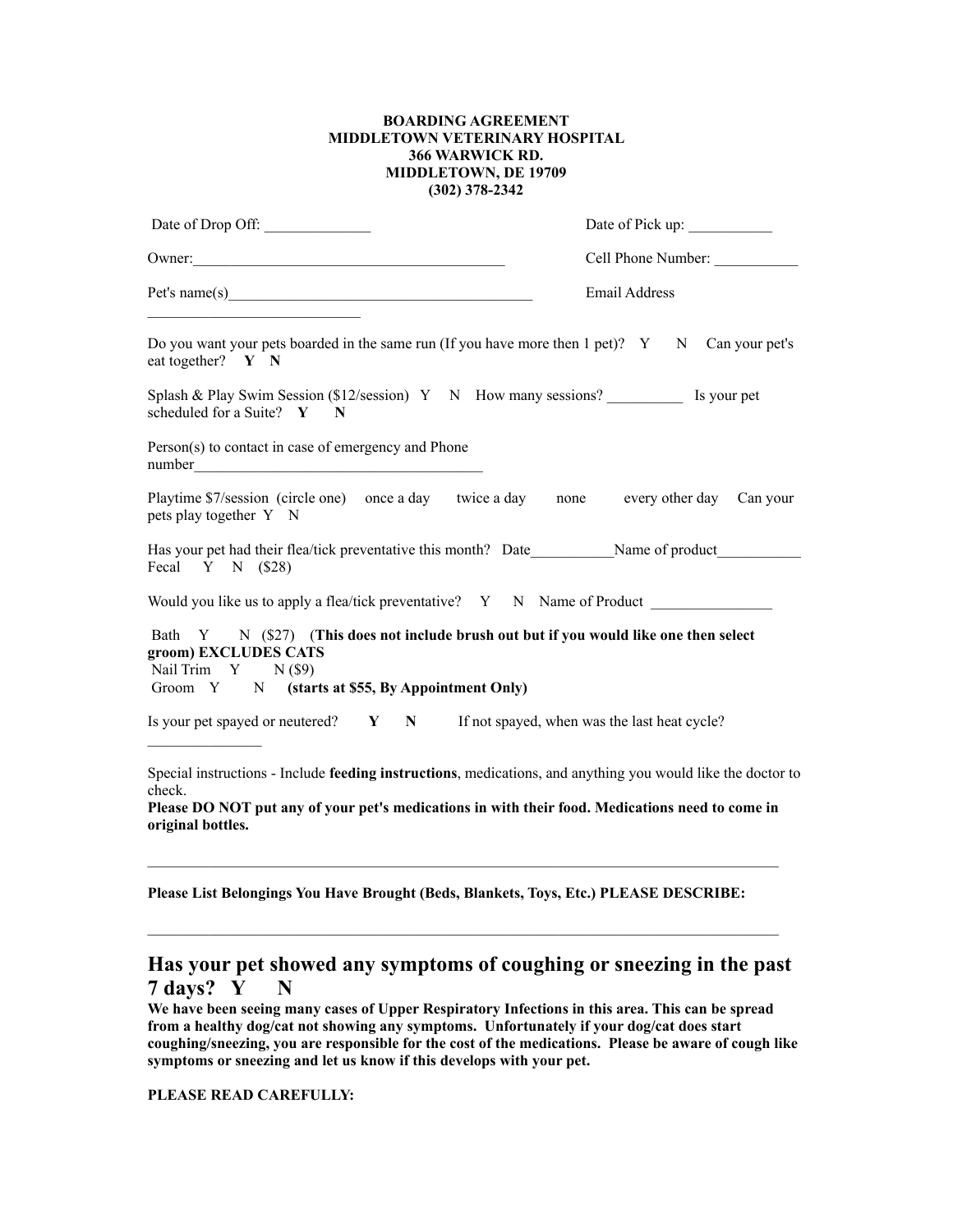**BOARDING AGREEMENT**
**MIDDLETOWN VETERINARY HOSPITAL**
**366 WARWICK RD.**
**MIDDLETOWN, DE 19709**
**(302) 378-2342**

Date of Drop Off: ______________ Date of Pick up: ___________

Owner:__________________________________________ Cell Phone Number: ___________

Pet's name(s)_________________________________________ Email Address ____________________________

Do you want your pets boarded in the same run (If you have more then 1 pet)? Y N Can your pet's eat together? **Y N**

Splash & Play Swim Session ($12/session) Y N How many sessions? __________ Is your pet scheduled for a Suite? **Y N**

Person(s) to contact in case of emergency and Phone number_______________________________________

Playtime $7/session (circle one) once a day twice a day none every other day Can your pets play together Y N

Has your pet had their flea/tick preventative this month? Date___________Name of product___________ Fecal Y N ($28)

Would you like us to apply a flea/tick preventative? Y N Name of Product ________________

Bath Y N ($27) (**This does not include brush out but if you would like one then select groom) EXCLUDES CATS**
Nail Trim Y N ($9)
Groom Y N **(starts at $55, By Appointment Only)**

Is your pet spayed or neutered? **Y N** If not spayed, when was the last heat cycle? _______________

Special instructions - Include **feeding instructions**, medications, and anything you would like the doctor to check.
**Please DO NOT put any of your pet's medications in with their food. Medications need to come in original bottles.**

_____________________________________________________________________________________

**Please List Belongings You Have Brought (Beds, Blankets, Toys, Etc.) PLEASE DESCRIBE:**

_____________________________________________________________________________________

## Has your pet showed any symptoms of coughing or sneezing in the past 7 days? Y N

**We have been seeing many cases of Upper Respiratory Infections in this area. This can be spread from a healthy dog/cat not showing any symptoms. Unfortunately if your dog/cat does start coughing/sneezing, you are responsible for the cost of the medications. Please be aware of cough like symptoms or sneezing and let us know if this develops with your pet.**

**PLEASE READ CAREFULLY:**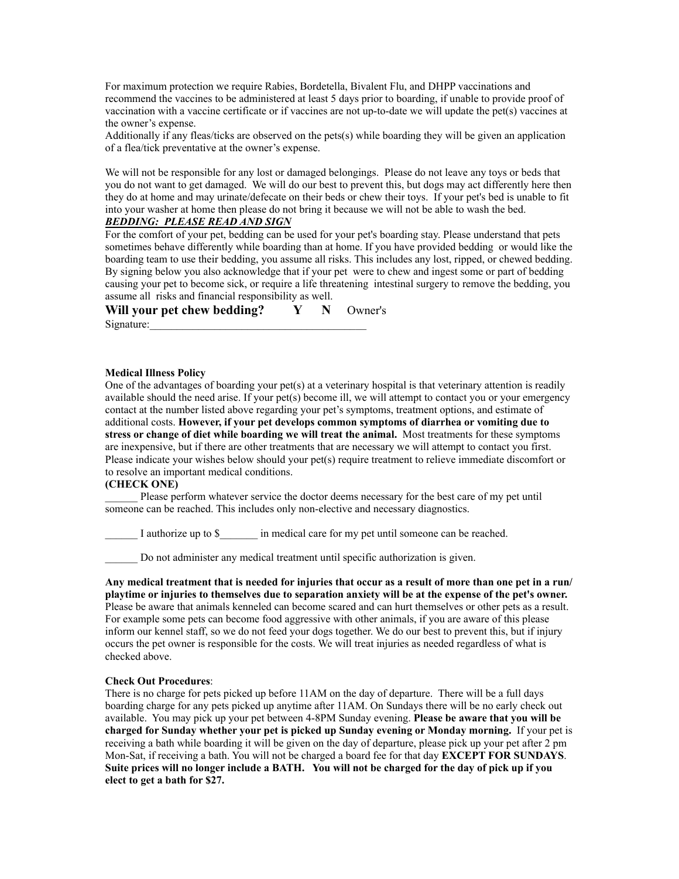For maximum protection we require Rabies, Bordetella, Bivalent Flu, and DHPP vaccinations and recommend the vaccines to be administered at least 5 days prior to boarding, if unable to provide proof of vaccination with a vaccine certificate or if vaccines are not up-to-date we will update the pet(s) vaccines at the owner's expense.
Additionally if any fleas/ticks are observed on the pets(s) while boarding they will be given an application of a flea/tick preventative at the owner's expense.

We will not be responsible for any lost or damaged belongings. Please do not leave any toys or beds that you do not want to get damaged. We will do our best to prevent this, but dogs may act differently here then they do at home and may urinate/defecate on their beds or chew their toys. If your pet's bed is unable to fit into your washer at home then please do not bring it because we will not be able to wash the bed.

***BEDDING: PLEASE READ AND SIGN***

For the comfort of your pet, bedding can be used for your pet's boarding stay. Please understand that pets sometimes behave differently while boarding than at home. If you have provided bedding or would like the boarding team to use their bedding, you assume all risks. This includes any lost, ripped, or chewed bedding. By signing below you also acknowledge that if your pet were to chew and ingest some or part of bedding causing your pet to become sick, or require a life threatening intestinal surgery to remove the bedding, you assume all risks and financial responsibility as well.

**Will your pet chew bedding?** **Y** **N** Owner's Signature:________________________________________

**Medical Illness Policy**

One of the advantages of boarding your pet(s) at a veterinary hospital is that veterinary attention is readily available should the need arise. If your pet(s) become ill, we will attempt to contact you or your emergency contact at the number listed above regarding your pet's symptoms, treatment options, and estimate of additional costs. **However, if your pet develops common symptoms of diarrhea or vomiting due to stress or change of diet while boarding we will treat the animal.** Most treatments for these symptoms are inexpensive, but if there are other treatments that are necessary we will attempt to contact you first. Please indicate your wishes below should your pet(s) require treatment to relieve immediate discomfort or to resolve an important medical conditions.

**(CHECK ONE)**

______ Please perform whatever service the doctor deems necessary for the best care of my pet until someone can be reached. This includes only non-elective and necessary diagnostics.

______ I authorize up to $_______ in medical care for my pet until someone can be reached.

______ Do not administer any medical treatment until specific authorization is given.

**Any medical treatment that is needed for injuries that occur as a result of more than one pet in a run/ playtime or injuries to themselves due to separation anxiety will be at the expense of the pet's owner.** Please be aware that animals kenneled can become scared and can hurt themselves or other pets as a result. For example some pets can become food aggressive with other animals, if you are aware of this please inform our kennel staff, so we do not feed your dogs together. We do our best to prevent this, but if injury occurs the pet owner is responsible for the costs. We will treat injuries as needed regardless of what is checked above.

**Check Out Procedures**:

There is no charge for pets picked up before 11AM on the day of departure. There will be a full days boarding charge for any pets picked up anytime after 11AM. On Sundays there will be no early check out available. You may pick up your pet between 4-8PM Sunday evening. **Please be aware that you will be charged for Sunday whether your pet is picked up Sunday evening or Monday morning.** If your pet is receiving a bath while boarding it will be given on the day of departure, please pick up your pet after 2 pm Mon-Sat, if receiving a bath. You will not be charged a board fee for that day **EXCEPT FOR SUNDAYS**. **Suite prices will no longer include a BATH. You will not be charged for the day of pick up if you elect to get a bath for $27.**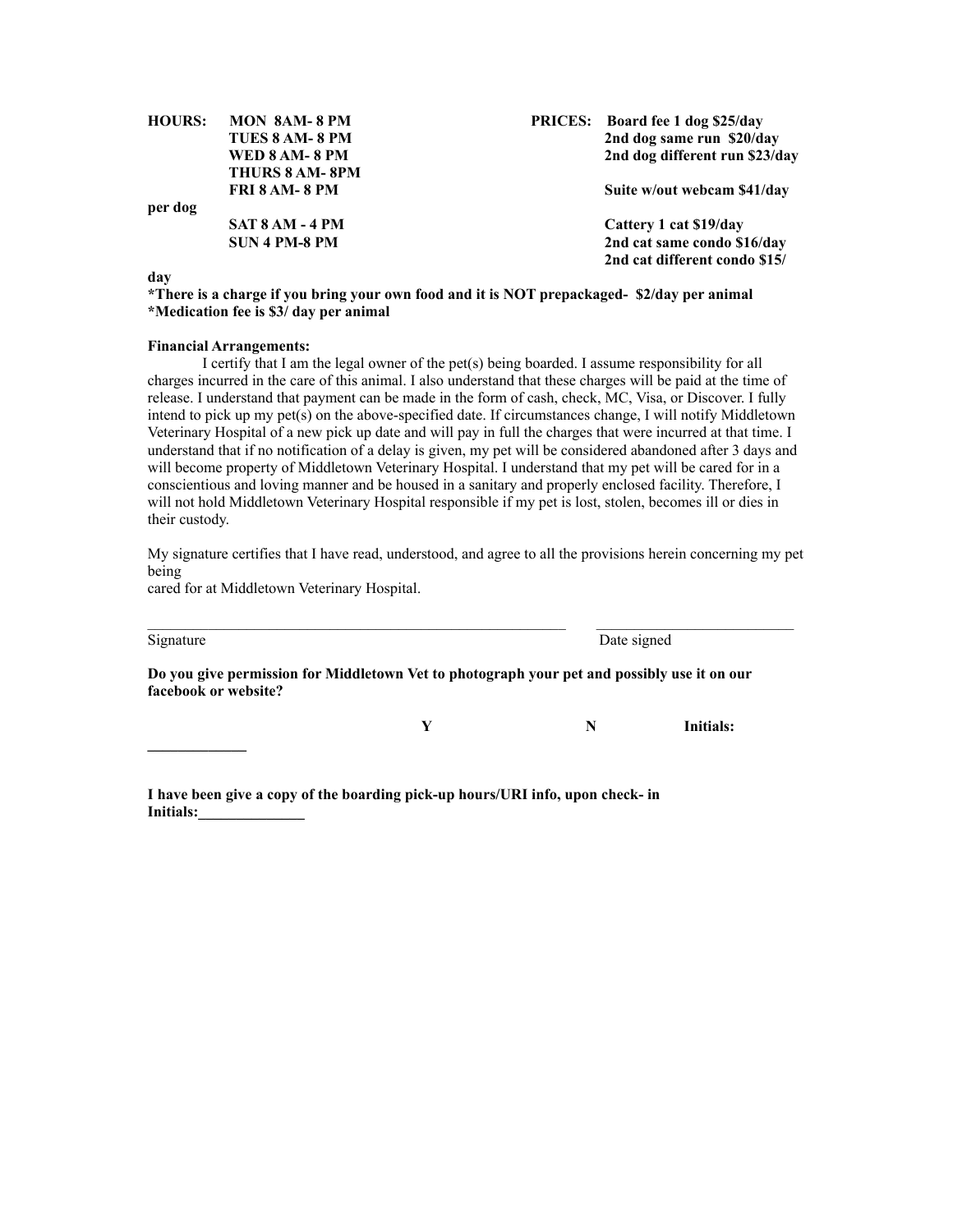**HOURS:**

**MON 8AM- 8 PM**
**TUES 8 AM- 8 PM**
**WED 8 AM- 8 PM**
**THURS 8 AM- 8PM**
**FRI 8 AM- 8 PM**
**SAT 8 AM - 4 PM**
**SUN 4 PM-8 PM**

**PRICES:**

**Board fee 1 dog $25/day**
**2nd dog same run $20/day**
**2nd dog different run $23/day**

**Suite w/out webcam $41/day per dog**

**Cattery 1 cat $19/day**
**2nd cat same condo $16/day**
**2nd cat different condo $15/ day**

**\*There is a charge if you bring your own food and it is NOT prepackaged- $2/day per animal**
**\*Medication fee is $3/ day per animal**

**Financial Arrangements:**

I certify that I am the legal owner of the pet(s) being boarded. I assume responsibility for all charges incurred in the care of this animal. I also understand that these charges will be paid at the time of release. I understand that payment can be made in the form of cash, check, MC, Visa, or Discover. I fully intend to pick up my pet(s) on the above-specified date. If circumstances change, I will notify Middletown Veterinary Hospital of a new pick up date and will pay in full the charges that were incurred at that time. I understand that if no notification of a delay is given, my pet will be considered abandoned after 3 days and will become property of Middletown Veterinary Hospital. I understand that my pet will be cared for in a conscientious and loving manner and be housed in a sanitary and properly enclosed facility. Therefore, I will not hold Middletown Veterinary Hospital responsible if my pet is lost, stolen, becomes ill or dies in their custody.

My signature certifies that I have read, understood, and agree to all the provisions herein concerning my pet being cared for at Middletown Veterinary Hospital.

_______________________________________________________ _________________________
Signature Date signed

**Do you give permission for Middletown Vet to photograph your pet and possibly use it on our facebook or website?**

**Y** **N** **Initials:** ____________

**I have been give a copy of the boarding pick-up hours/URI info, upon check- in**
**Initials:**______________